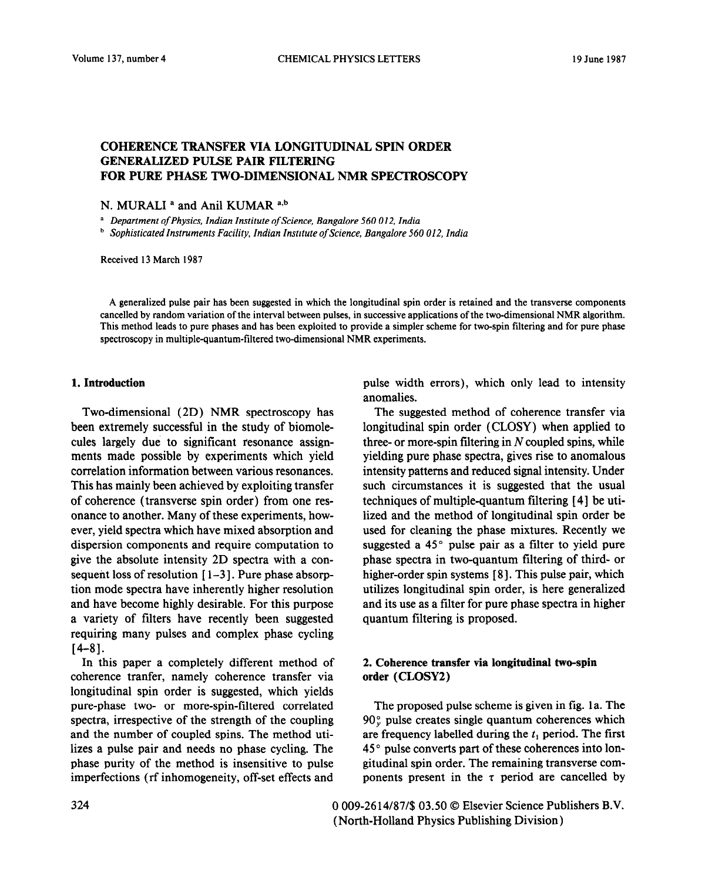# COHERENCE TRANSFER VIA LONGITUDINAL SPIN ORDER GENERALIZED PULSE PAIR FILTERING FOR PURE PHASE TWO-DIMENSIONAL NMR SPECTROSCOPY

N. MURALI [a] and Anil KUMAR [a,b]

[a] *Department of Physics, Indian Institute of Science, Bangalore 560 012, India*

[b] *Sophisticated Instruments Facility, Indian Institute of Science, Bangalore 560 012, India*

Received 13 March 1987

A generalized pulse pair has been suggested in which the longitudinal spin order is retained and the transverse components cancelled by random variation of the interval between pulses, in successive applications of the two-dimensional NMR algorithm. This method leads to pure phases and has been exploited to provide a simpler scheme for two-spin filtering and for pure phase spectroscopy in multiple-quantum-filtered two-dimensional NMR experiments.

## 1. Introduction

Two-dimensional (2D) NMR spectroscopy has been extremely successful in the study of biomolecules largely due to significant resonance assignments made possible by experiments which yield correlation information between various resonances. This has mainly been achieved by exploiting transfer of coherence (transverse spin order) from one resonance to another. Many of these experiments, however, yield spectra which have mixed absorption and dispersion components and require computation to give the absolute intensity 2D spectra with a consequent loss of resolution [1–3]. Pure phase absorption mode spectra have inherently higher resolution and have become highly desirable. For this purpose a variety of filters have recently been suggested requiring many pulses and complex phase cycling [4–8].

In this paper a completely different method of coherence tranfer, namely coherence transfer via longitudinal spin order is suggested, which yields pure-phase two- or more-spin-filtered correlated spectra, irrespective of the strength of the coupling and the number of coupled spins. The method utilizes a pulse pair and needs no phase cycling. The phase purity of the method is insensitive to pulse imperfections (rf inhomogeneity, off-set effects and pulse width errors), which only lead to intensity anomalies.

The suggested method of coherence transfer via longitudinal spin order (CLOSY) when applied to three- or more-spin filtering in $N$ coupled spins, while yielding pure phase spectra, gives rise to anomalous intensity patterns and reduced signal intensity. Under such circumstances it is suggested that the usual techniques of multiple-quantum filtering [4] be utilized and the method of longitudinal spin order be used for cleaning the phase mixtures. Recently we suggested a 45° pulse pair as a filter to yield pure phase spectra in two-quantum filtering of third- or higher-order spin systems [8]. This pulse pair, which utilizes longitudinal spin order, is here generalized and its use as a filter for pure phase spectra in higher quantum filtering is proposed.

## 2. Coherence transfer via longitudinal two-spin order (CLOSY2)

The proposed pulse scheme is given in fig. 1a. The $90^\circ_y$ pulse creates single quantum coherences which are frequency labelled during the $t_1$ period. The first 45° pulse converts part of these coherences into longitudinal spin order. The remaining transverse components present in the $\tau$ period are cancelled by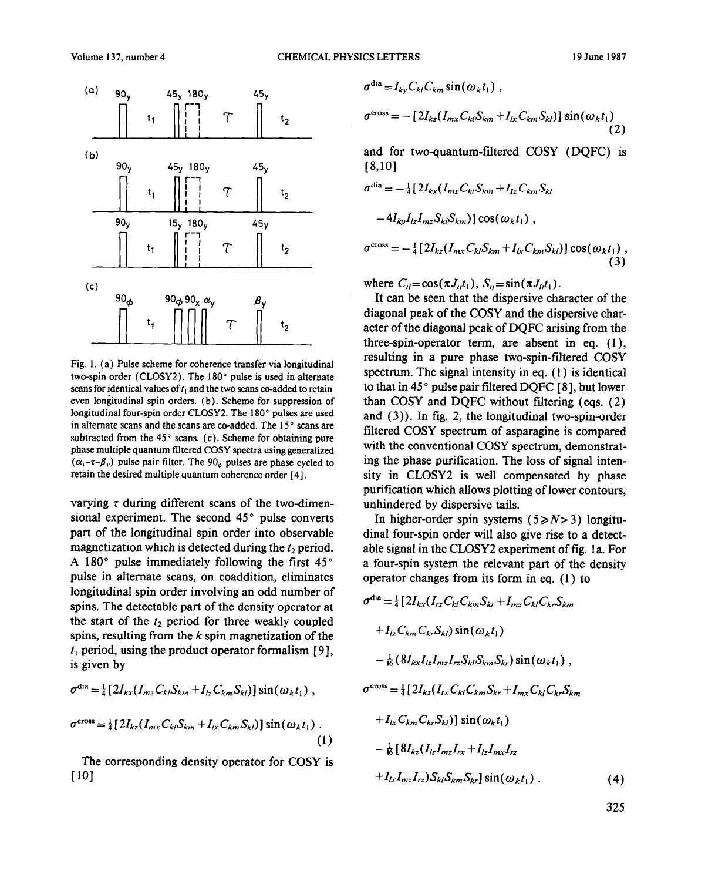Fig. 1. (a) Pulse scheme for coherence transfer via longitudinal two-spin order (CLOSY2). The 180° pulse is used in alternate scans for identical values of $t_1$ and the two scans co-added to retain even longitudinal spin orders. (b). Scheme for suppression of longitudinal four-spin order CLOSY2. The 180° pulses are used in alternate scans and the scans are co-added. The 15° scans are subtracted from the 45° scans. (c). Scheme for obtaining pure phase multiple quantum filtered COSY spectra using generalized $(\alpha_t-\tau-\beta_t)$ pulse pair filter. The $90_\phi$ pulses are phase cycled to retain the desired multiple quantum coherence order [4].

varying $\tau$ during different scans of the two-dimensional experiment. The second 45° pulse converts part of the longitudinal spin order into observable magnetization which is detected during the $t_2$ period. A 180° pulse immediately following the first 45° pulse in alternate scans, on coaddition, eliminates longitudinal spin order involving an odd number of spins. The detectable part of the density operator at the start of the $t_2$ period for three weakly coupled spins, resulting from the $k$ spin magnetization of the $t_1$ period, using the product operator formalism [9], is given by

$$\sigma^{\text{dia}} = \tfrac{1}{4}[2I_{kx}(I_{mz}C_{kl}S_{km} + I_{lz}C_{km}S_{kl})]\sin(\omega_k t_1)\,,$$

$$\sigma^{\text{cross}} = \tfrac{1}{4}[2I_{kz}(I_{mx}C_{kl}S_{km} + I_{lx}C_{km}S_{kl})]\sin(\omega_k t_1)\,. \tag{1}$$

The corresponding density operator for COSY is [10]

$$\sigma^{\text{dia}} = I_{ky}C_{kl}C_{km}\sin(\omega_k t_1)\,,$$

$$\sigma^{\text{cross}} = -[2I_{kz}(I_{mx}C_{kl}S_{km} + I_{lx}C_{km}S_{kl})]\sin(\omega_k t_1) \tag{2}$$

and for two-quantum-filtered COSY (DQFC) is [8,10]

$$\sigma^{\text{dia}} = -\tfrac{1}{4}[2I_{kx}(I_{mz}C_{kl}S_{km} + I_{lz}C_{km}S_{kl} - 4I_{ky}I_{lz}I_{mz}S_{kl}S_{km})]\cos(\omega_k t_1)\,,$$

$$\sigma^{\text{cross}} = -\tfrac{1}{4}[2I_{kz}(I_{mx}C_{kl}S_{km} + I_{lx}C_{km}S_{kl})]\cos(\omega_k t_1)\,, \tag{3}$$

where $C_{ij} = \cos(\pi J_{ij} t_1)$, $S_{ij} = \sin(\pi J_{ij} t_1)$.

It can be seen that the dispersive character of the diagonal peak of the COSY and the dispersive character of the diagonal peak of DQFC arising from the three-spin-operator term, are absent in eq. (1), resulting in a pure phase two-spin-filtered COSY spectrum. The signal intensity in eq. (1) is identical to that in 45° pulse pair filtered DQFC [8], but lower than COSY and DQFC without filtering (eqs. (2) and (3)). In fig. 2, the longitudinal two-spin-order filtered COSY spectrum of asparagine is compared with the conventional COSY spectrum, demonstrating the phase purification. The loss of signal intensity in CLOSY2 is well compensated by phase purification which allows plotting of lower contours, unhindered by dispersive tails.

In higher-order spin systems $(5 \geqslant N > 3)$ longitudinal four-spin order will also give rise to a detectable signal in the CLOSY2 experiment of fig. 1a. For a four-spin system the relevant part of the density operator changes from its form in eq. (1) to

$$\sigma^{\text{dia}} = \tfrac{1}{4}[2I_{kx}(I_{rz}C_{kl}C_{km}S_{kr} + I_{mz}C_{kl}C_{kr}S_{km} + I_{lz}C_{km}C_{kr}S_{kl})\sin(\omega_k t_1) - \tfrac{1}{16}(8I_{kx}I_{lz}I_{mz}I_{rz}S_{kl}S_{km}S_{kr})\sin(\omega_k t_1)\,,$$

$$\sigma^{\text{cross}} = \tfrac{1}{4}[2I_{kz}(I_{rx}C_{kl}C_{km}S_{kr} + I_{mx}C_{kl}C_{kr}S_{km} + I_{lx}C_{km}C_{kr}S_{kl})]\sin(\omega_k t_1) - \tfrac{1}{16}[8I_{kz}(I_{lz}I_{mz}I_{rx} + I_{lz}I_{mx}I_{rz} + I_{lx}I_{mz}I_{rz})S_{kl}S_{km}S_{kr}]\sin(\omega_k t_1)\,. \tag{4}$$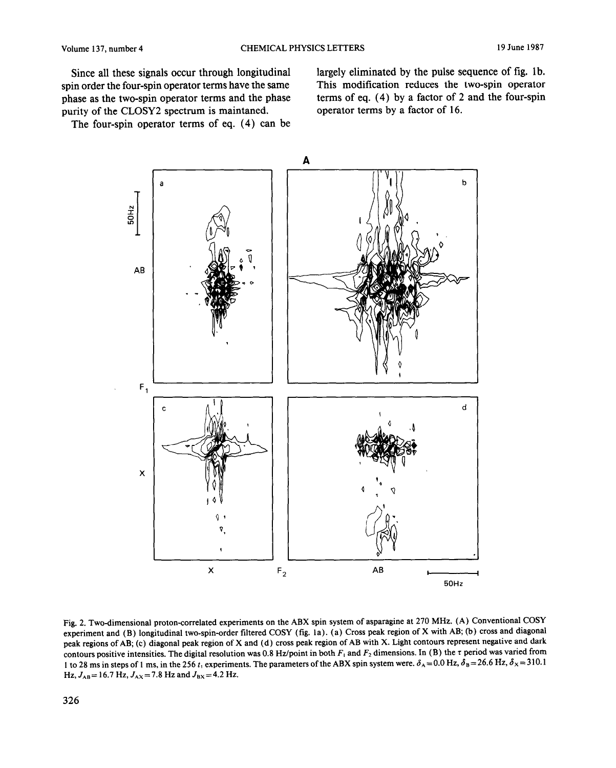Since all these signals occur through longitudinal spin order the four-spin operator terms have the same phase as the two-spin operator terms and the phase purity of the CLOSY2 spectrum is maintaned.

The four-spin operator terms of eq. (4) can be largely eliminated by the pulse sequence of fig. 1b. This modification reduces the two-spin operator terms of eq. (4) by a factor of 2 and the four-spin operator terms by a factor of 16.

Fig. 2. Two-dimensional proton-correlated experiments on the ABX spin system of asparagine at 270 MHz. (A) Conventional COSY experiment and (B) longitudinal two-spin-order filtered COSY (fig. 1a). (a) Cross peak region of X with AB; (b) cross and diagonal peak regions of AB; (c) diagonal peak region of X and (d) cross peak region of AB with X. Light contours represent negative and dark contours positive intensities. The digital resolution was 0.8 Hz/point in both $F_1$ and $F_2$ dimensions. In (B) the $\tau$ period was varied from 1 to 28 ms in steps of 1 ms, in the 256 $t_1$ experiments. The parameters of the ABX spin system were. $\delta_A = 0.0$ Hz, $\delta_B = 26.6$ Hz, $\delta_X = 310.1$ Hz, $J_{AB} = 16.7$ Hz, $J_{AX} = 7.8$ Hz and $J_{BX} = 4.2$ Hz.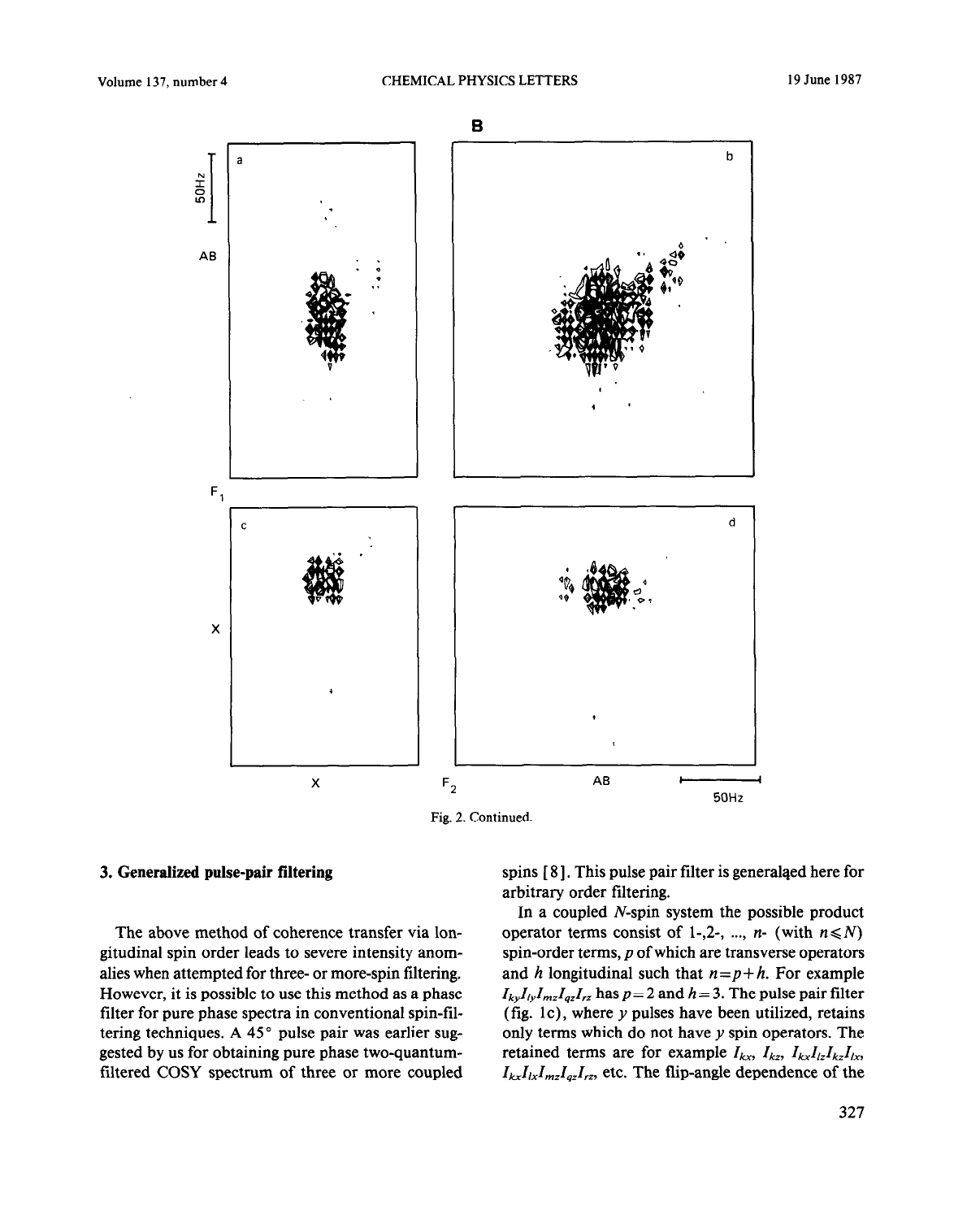Fig. 2. Continued.

## 3. Generalized pulse-pair filtering

The above method of coherence transfer via longitudinal spin order leads to severe intensity anomalies when attempted for three- or more-spin filtering. However, it is possible to use this method as a phase filter for pure phase spectra in conventional spin-filtering techniques. A 45° pulse pair was earlier suggested by us for obtaining pure phase two-quantum-filtered COSY spectrum of three or more coupled spins [8]. This pulse pair filter is generalaed here for arbitrary order filtering.

In a coupled $N$-spin system the possible product operator terms consist of 1-,2-, ..., $n$- (with $n \leqslant N$) spin-order terms, $p$ of which are transverse operators and $h$ longitudinal such that $n=p+h$. For example $I_{ky}I_{ly}I_{mz}I_{qz}I_{rz}$ has $p=2$ and $h=3$. The pulse pair filter (fig. 1c), where $y$ pulses have been utilized, retains only terms which do not have $y$ spin operators. The retained terms are for example $I_{kx}$, $I_{kz}$, $I_{kx}I_{lz}I_{kz}I_{lx}$, $I_{kx}I_{lx}I_{mz}I_{qz}I_{rz}$, etc. The flip-angle dependence of the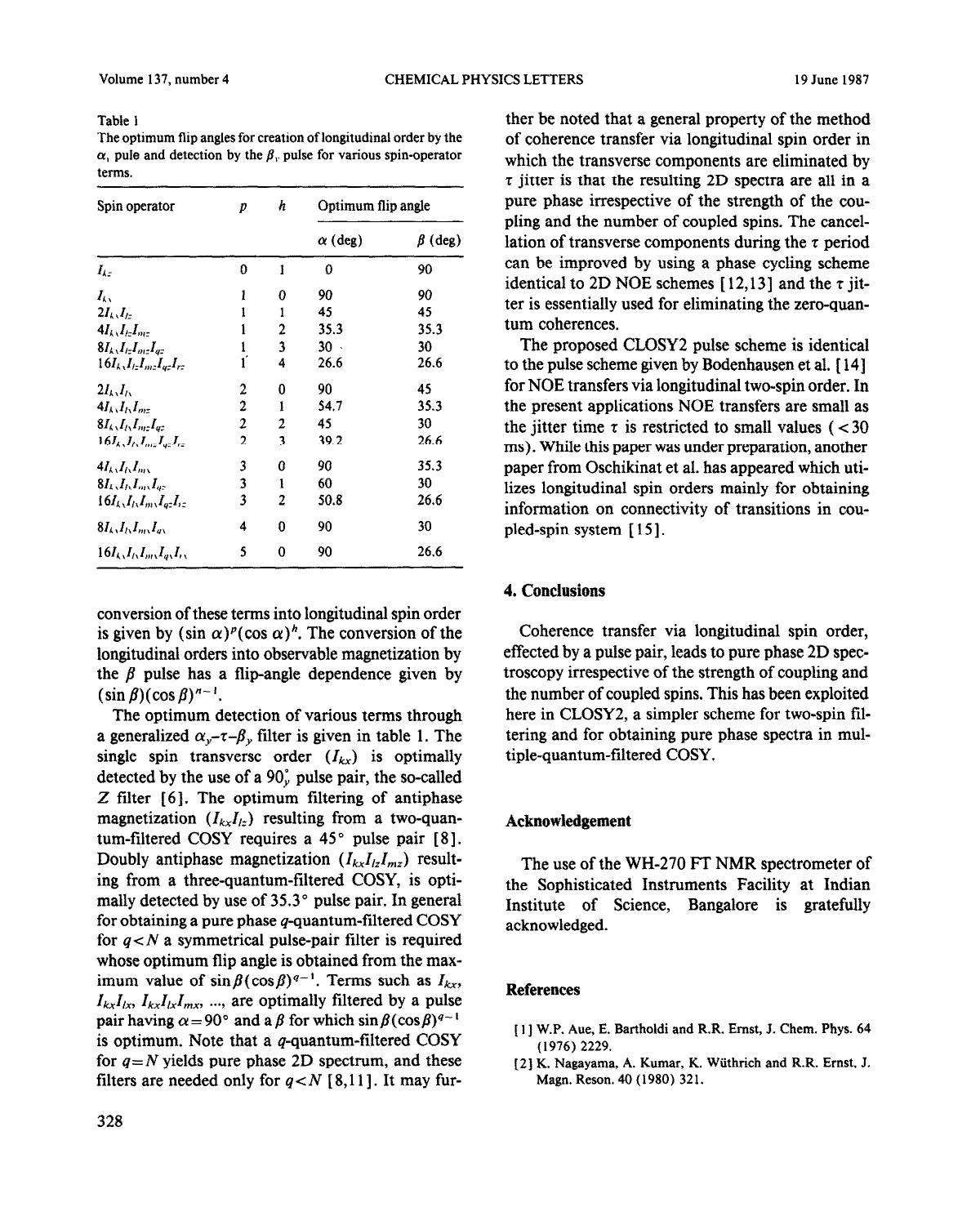Table 1
The optimum flip angles for creation of longitudinal order by the $\alpha_y$ pule and detection by the $\beta_y$ pulse for various spin-operator terms.

| Spin operator | $p$ | $h$ | Optimum flip angle | |
|---|---|---|---|---|
| | | | $\alpha$ (deg) | $\beta$ (deg) |
| $I_{kz}$ | 0 | 1 | 0 | 90 |
| $I_{kx}$ | 1 | 0 | 90 | 90 |
| $2I_{kx}I_{lz}$ | 1 | 1 | 45 | 45 |
| $4I_{kx}I_{lz}I_{mz}$ | 1 | 2 | 35.3 | 35.3 |
| $8I_{kx}I_{lz}I_{mz}I_{qz}$ | 1 | 3 | 30 | 30 |
| $16I_{kx}I_{lz}I_{mz}I_{qz}I_{rz}$ | 1 | 4 | 26.6 | 26.6 |
| $2I_{kx}I_{lx}$ | 2 | 0 | 90 | 45 |
| $4I_{kx}I_{lx}I_{mz}$ | 2 | 1 | 54.7 | 35.3 |
| $8I_{kx}I_{lx}I_{mz}I_{qz}$ | 2 | 2 | 45 | 30 |
| $16I_{kx}I_{lx}I_{mz}I_{qz}I_{rz}$ | 2 | 3 | 39.2 | 26.6 |
| $4I_{kx}I_{lx}I_{mx}$ | 3 | 0 | 90 | 35.3 |
| $8I_{kx}I_{lx}I_{mx}I_{qz}$ | 3 | 1 | 60 | 30 |
| $16I_{kx}I_{lx}I_{mx}I_{qz}I_{rz}$ | 3 | 2 | 50.8 | 26.6 |
| $8I_{kx}I_{lx}I_{mx}I_{qx}$ | 4 | 0 | 90 | 30 |
| $16I_{kx}I_{lx}I_{mx}I_{qx}I_{rx}$ | 5 | 0 | 90 | 26.6 |

conversion of these terms into longitudinal spin order is given by $(\sin\alpha)^p(\cos\alpha)^h$. The conversion of the longitudinal orders into observable magnetization by the $\beta$ pulse has a flip-angle dependence given by $(\sin\beta)(\cos\beta)^{n-1}$.

The optimum detection of various terms through a generalized $\alpha_y$–$\tau$–$\beta_y$ filter is given in table 1. The single spin transverse order ($I_{kx}$) is optimally detected by the use of a $90^\circ_y$ pulse pair, the so-called Z filter [6]. The optimum filtering of antiphase magnetization ($I_{kx}I_{lz}$) resulting from a two-quantum-filtered COSY requires a 45° pulse pair [8]. Doubly antiphase magnetization ($I_{kx}I_{lz}I_{mz}$) resulting from a three-quantum-filtered COSY, is optimally detected by use of 35.3° pulse pair. In general for obtaining a pure phase $q$-quantum-filtered COSY for $q<N$ a symmetrical pulse-pair filter is required whose optimum flip angle is obtained from the maximum value of $\sin\beta(\cos\beta)^{q-1}$. Terms such as $I_{kx}$, $I_{kx}I_{lx}$, $I_{kx}I_{lx}I_{mx}$, ..., are optimally filtered by a pulse pair having $\alpha=90°$ and a $\beta$ for which $\sin\beta(\cos\beta)^{q-1}$ is optimum. Note that a $q$-quantum-filtered COSY for $q=N$ yields pure phase 2D spectrum, and these filters are needed only for $q<N$ [8,11]. It may further be noted that a general property of the method of coherence transfer via longitudinal spin order in which the transverse components are eliminated by $\tau$ jitter is that the resulting 2D spectra are all in a pure phase irrespective of the strength of the coupling and the number of coupled spins. The cancellation of transverse components during the $\tau$ period can be improved by using a phase cycling scheme identical to 2D NOE schemes [12,13] and the $\tau$ jitter is essentially used for eliminating the zero-quantum coherences.

The proposed CLOSY2 pulse scheme is identical to the pulse scheme given by Bodenhausen et al. [14] for NOE transfers via longitudinal two-spin order. In the present applications NOE transfers are small as the jitter time $\tau$ is restricted to small values (< 30 ms). While this paper was under preparation, another paper from Oschikinat et al. has appeared which utilizes longitudinal spin orders mainly for obtaining information on connectivity of transitions in coupled-spin system [15].

## 4. Conclusions

Coherence transfer via longitudinal spin order, effected by a pulse pair, leads to pure phase 2D spectroscopy irrespective of the strength of coupling and the number of coupled spins. This has been exploited here in CLOSY2, a simpler scheme for two-spin filtering and for obtaining pure phase spectra in multiple-quantum-filtered COSY.

## Acknowledgement

The use of the WH-270 FT NMR spectrometer of the Sophisticated Instruments Facility at Indian Institute of Science, Bangalore is gratefully acknowledged.

## References

[1] W.P. Aue, E. Bartholdi and R.R. Ernst, J. Chem. Phys. 64 (1976) 2229.

[2] K. Nagayama, A. Kumar, K. Wüthrich and R.R. Ernst, J. Magn. Reson. 40 (1980) 321.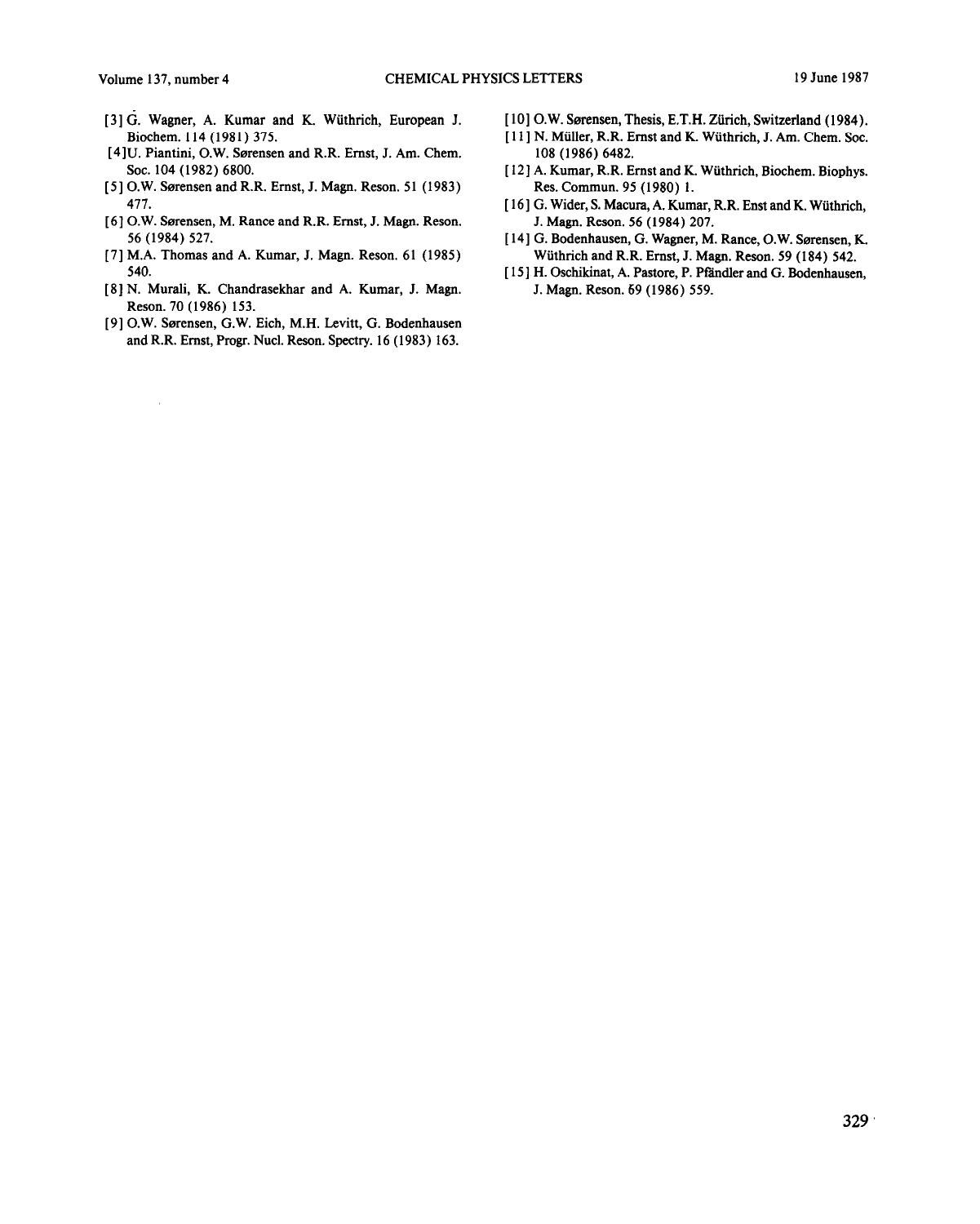[3] G. Wagner, A. Kumar and K. Wüthrich, European J. Biochem. 114 (1981) 375.

[4] U. Piantini, O.W. Sørensen and R.R. Ernst, J. Am. Chem. Soc. 104 (1982) 6800.

[5] O.W. Sørensen and R.R. Ernst, J. Magn. Reson. 51 (1983) 477.

[6] O.W. Sørensen, M. Rance and R.R. Ernst, J. Magn. Reson. 56 (1984) 527.

[7] M.A. Thomas and A. Kumar, J. Magn. Reson. 61 (1985) 540.

[8] N. Murali, K. Chandrasekhar and A. Kumar, J. Magn. Reson. 70 (1986) 153.

[9] O.W. Sørensen, G.W. Eich, M.H. Levitt, G. Bodenhausen and R.R. Ernst, Progr. Nucl. Reson. Spectry. 16 (1983) 163.

[10] O.W. Sørensen, Thesis, E.T.H. Zürich, Switzerland (1984).

[11] N. Müller, R.R. Ernst and K. Wüthrich, J. Am. Chem. Soc. 108 (1986) 6482.

[12] A. Kumar, R.R. Ernst and K. Wüthrich, Biochem. Biophys. Res. Commun. 95 (1980) 1.

[16] G. Wider, S. Macura, A. Kumar, R.R. Enst and K. Wüthrich, J. Magn. Reson. 56 (1984) 207.

[14] G. Bodenhausen, G. Wagner, M. Rance, O.W. Sørensen, K. Wüthrich and R.R. Ernst, J. Magn. Reson. 59 (184) 542.

[15] H. Oschikinat, A. Pastore, P. Pfändler and G. Bodenhausen, J. Magn. Reson. 69 (1986) 559.